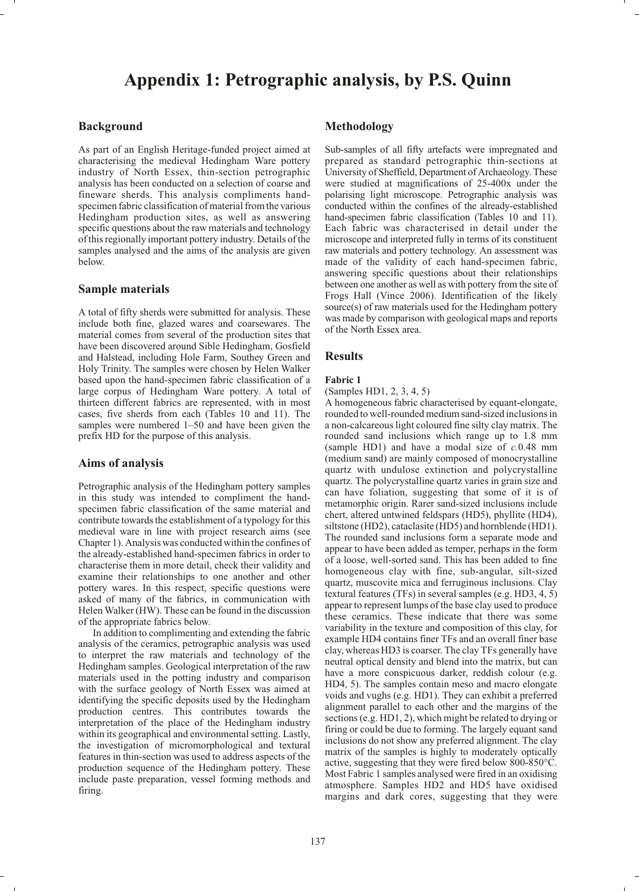# Appendix 1: Petrographic analysis, by P.S. Quinn

## Background

As part of an English Heritage-funded project aimed at characterising the medieval Hedingham Ware pottery industry of North Essex, thin-section petrographic analysis has been conducted on a selection of coarse and fineware sherds. This analysis compliments hand-specimen fabric classification of material from the various Hedingham production sites, as well as answering specific questions about the raw materials and technology of this regionally important pottery industry. Details of the samples analysed and the aims of the analysis are given below.

## Sample materials

A total of fifty sherds were submitted for analysis. These include both fine, glazed wares and coarsewares. The material comes from several of the production sites that have been discovered around Sible Hedingham, Gosfield and Halstead, including Hole Farm, Southey Green and Holy Trinity. The samples were chosen by Helen Walker based upon the hand-specimen fabric classification of a large corpus of Hedingham Ware pottery. A total of thirteen different fabrics are represented, with in most cases, five sherds from each (Tables 10 and 11). The samples were numbered 1–50 and have been given the prefix HD for the purpose of this analysis.

## Aims of analysis

Petrographic analysis of the Hedingham pottery samples in this study was intended to compliment the hand-specimen fabric classification of the same material and contribute towards the establishment of a typology for this medieval ware in line with project research aims (see Chapter 1). Analysis was conducted within the confines of the already-established hand-specimen fabrics in order to characterise them in more detail, check their validity and examine their relationships to one another and other pottery wares. In this respect, specific questions were asked of many of the fabrics, in communication with Helen Walker (HW). These can be found in the discussion of the appropriate fabrics below.

In addition to complimenting and extending the fabric analysis of the ceramics, petrographic analysis was used to interpret the raw materials and technology of the Hedingham samples. Geological interpretation of the raw materials used in the potting industry and comparison with the surface geology of North Essex was aimed at identifying the specific deposits used by the Hedingham production centres. This contributes towards the interpretation of the place of the Hedingham industry within its geographical and environmental setting. Lastly, the investigation of micromorphological and textural features in thin-section was used to address aspects of the production sequence of the Hedingham pottery. These include paste preparation, vessel forming methods and firing.

## Methodology

Sub-samples of all fifty artefacts were impregnated and prepared as standard petrographic thin-sections at University of Sheffield, Department of Archaeology. These were studied at magnifications of 25-400x under the polarising light microscope. Petrographic analysis was conducted within the confines of the already-established hand-specimen fabric classification (Tables 10 and 11). Each fabric was characterised in detail under the microscope and interpreted fully in terms of its constituent raw materials and pottery technology. An assessment was made of the validity of each hand-specimen fabric, answering specific questions about their relationships between one another as well as with pottery from the site of Frogs Hall (Vince 2006). Identification of the likely source(s) of raw materials used for the Hedingham pottery was made by comparison with geological maps and reports of the North Essex area.

## Results

### Fabric 1

(Samples HD1, 2, 3, 4, 5)

A homogeneous fabric characterised by equant-elongate, rounded to well-rounded medium sand-sized inclusions in a non-calcareous light coloured fine silty clay matrix. The rounded sand inclusions which range up to 1.8 mm (sample HD1) and have a modal size of *c.*0.48 mm (medium sand) are mainly composed of monocrystalline quartz with undulose extinction and polycrystalline quartz. The polycrystalline quartz varies in grain size and can have foliation, suggesting that some of it is of metamorphic origin. Rarer sand-sized inclusions include chert, altered untwined feldspars (HD5), phyllite (HD4), siltstone (HD2), cataclasite (HD5) and hornblende (HD1). The rounded sand inclusions form a separate mode and appear to have been added as temper, perhaps in the form of a loose, well-sorted sand. This has been added to fine homogeneous clay with fine, sub-angular, silt-sized quartz, muscovite mica and ferruginous inclusions. Clay textural features (TFs) in several samples (e.g. HD3, 4, 5) appear to represent lumps of the base clay used to produce these ceramics. These indicate that there was some variability in the texture and composition of this clay, for example HD4 contains finer TFs and an overall finer base clay, whereas HD3 is coarser. The clay TFs generally have neutral optical density and blend into the matrix, but can have a more conspicuous darker, reddish colour (e.g. HD4, 5). The samples contain meso and macro elongate voids and vughs (e.g. HD1). They can exhibit a preferred alignment parallel to each other and the margins of the sections (e.g. HD1, 2), which might be related to drying or firing or could be due to forming. The largely equant sand inclusions do not show any preferred alignment. The clay matrix of the samples is highly to moderately optically active, suggesting that they were fired below 800-850°C. Most Fabric 1 samples analysed were fired in an oxidising atmosphere. Samples HD2 and HD5 have oxidised margins and dark cores, suggesting that they were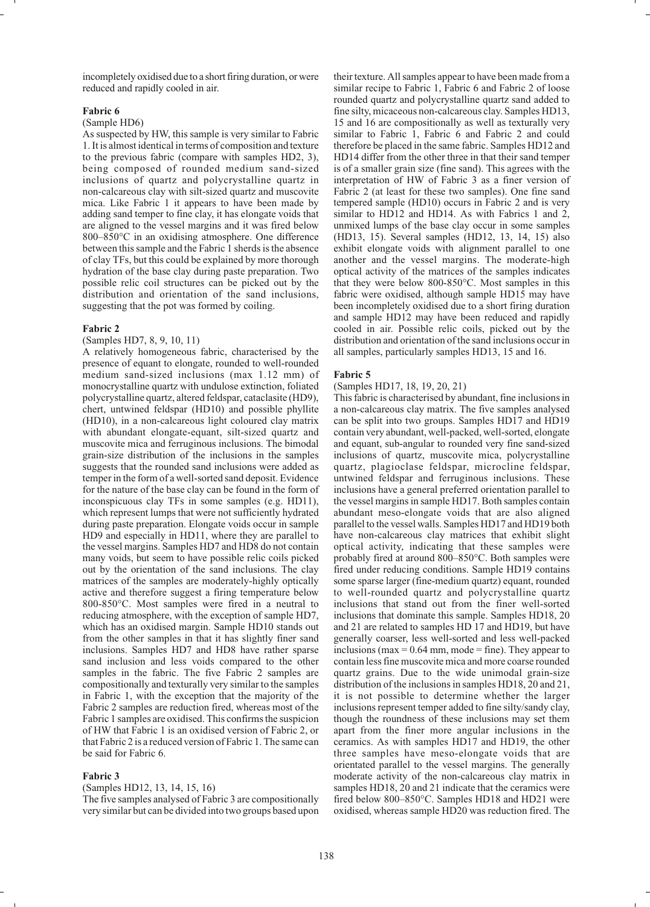incompletely oxidised due to a short firing duration, or were reduced and rapidly cooled in air.

### Fabric 6

(Sample HD6)

As suspected by HW, this sample is very similar to Fabric 1. It is almost identical in terms of composition and texture to the previous fabric (compare with samples HD2, 3), being composed of rounded medium sand-sized inclusions of quartz and polycrystalline quartz in non-calcareous clay with silt-sized quartz and muscovite mica. Like Fabric 1 it appears to have been made by adding sand temper to fine clay, it has elongate voids that are aligned to the vessel margins and it was fired below 800–850°C in an oxidising atmosphere. One difference between this sample and the Fabric 1 sherds is the absence of clay TFs, but this could be explained by more thorough hydration of the base clay during paste preparation. Two possible relic coil structures can be picked out by the distribution and orientation of the sand inclusions, suggesting that the pot was formed by coiling.

### Fabric 2

(Samples HD7, 8, 9, 10, 11)

A relatively homogeneous fabric, characterised by the presence of equant to elongate, rounded to well-rounded medium sand-sized inclusions (max 1.12 mm) of monocrystalline quartz with undulose extinction, foliated polycrystalline quartz, altered feldspar, cataclasite (HD9), chert, untwined feldspar (HD10) and possible phyllite (HD10), in a non-calcareous light coloured clay matrix with abundant elongate-equant, silt-sized quartz and muscovite mica and ferruginous inclusions. The bimodal grain-size distribution of the inclusions in the samples suggests that the rounded sand inclusions were added as temper in the form of a well-sorted sand deposit. Evidence for the nature of the base clay can be found in the form of inconspicuous clay TFs in some samples (e.g. HD11), which represent lumps that were not sufficiently hydrated during paste preparation. Elongate voids occur in sample HD9 and especially in HD11, where they are parallel to the vessel margins. Samples HD7 and HD8 do not contain many voids, but seem to have possible relic coils picked out by the orientation of the sand inclusions. The clay matrices of the samples are moderately-highly optically active and therefore suggest a firing temperature below 800-850°C. Most samples were fired in a neutral to reducing atmosphere, with the exception of sample HD7, which has an oxidised margin. Sample HD10 stands out from the other samples in that it has slightly finer sand inclusions. Samples HD7 and HD8 have rather sparse sand inclusion and less voids compared to the other samples in the fabric. The five Fabric 2 samples are compositionally and texturally very similar to the samples in Fabric 1, with the exception that the majority of the Fabric 2 samples are reduction fired, whereas most of the Fabric 1 samples are oxidised. This confirms the suspicion of HW that Fabric 1 is an oxidised version of Fabric 2, or that Fabric 2 is a reduced version of Fabric 1. The same can be said for Fabric 6.

### Fabric 3

(Samples HD12, 13, 14, 15, 16)

The five samples analysed of Fabric 3 are compositionally very similar but can be divided into two groups based upon their texture. All samples appear to have been made from a similar recipe to Fabric 1, Fabric 6 and Fabric 2 of loose rounded quartz and polycrystalline quartz sand added to fine silty, micaceous non-calcareous clay. Samples HD13, 15 and 16 are compositionally as well as texturally very similar to Fabric 1, Fabric 6 and Fabric 2 and could therefore be placed in the same fabric. Samples HD12 and HD14 differ from the other three in that their sand temper is of a smaller grain size (fine sand). This agrees with the interpretation of HW of Fabric 3 as a finer version of Fabric 2 (at least for these two samples). One fine sand tempered sample (HD10) occurs in Fabric 2 and is very similar to HD12 and HD14. As with Fabrics 1 and 2, unmixed lumps of the base clay occur in some samples (HD13, 15). Several samples (HD12, 13, 14, 15) also exhibit elongate voids with alignment parallel to one another and the vessel margins. The moderate-high optical activity of the matrices of the samples indicates that they were below 800-850°C. Most samples in this fabric were oxidised, although sample HD15 may have been incompletely oxidised due to a short firing duration and sample HD12 may have been reduced and rapidly cooled in air. Possible relic coils, picked out by the distribution and orientation of the sand inclusions occur in all samples, particularly samples HD13, 15 and 16.

### Fabric 5

(Samples HD17, 18, 19, 20, 21)

This fabric is characterised by abundant, fine inclusions in a non-calcareous clay matrix. The five samples analysed can be split into two groups. Samples HD17 and HD19 contain very abundant, well-packed, well-sorted, elongate and equant, sub-angular to rounded very fine sand-sized inclusions of quartz, muscovite mica, polycrystalline quartz, plagioclase feldspar, microcline feldspar, untwined feldspar and ferruginous inclusions. These inclusions have a general preferred orientation parallel to the vessel margins in sample HD17. Both samples contain abundant meso-elongate voids that are also aligned parallel to the vessel walls. Samples HD17 and HD19 both have non-calcareous clay matrices that exhibit slight optical activity, indicating that these samples were probably fired at around 800–850°C. Both samples were fired under reducing conditions. Sample HD19 contains some sparse larger (fine-medium quartz) equant, rounded to well-rounded quartz and polycrystalline quartz inclusions that stand out from the finer well-sorted inclusions that dominate this sample. Samples HD18, 20 and 21 are related to samples HD 17 and HD19, but have generally coarser, less well-sorted and less well-packed inclusions (max = 0.64 mm, mode = fine). They appear to contain less fine muscovite mica and more coarse rounded quartz grains. Due to the wide unimodal grain-size distribution of the inclusions in samples HD18, 20 and 21, it is not possible to determine whether the larger inclusions represent temper added to fine silty/sandy clay, though the roundness of these inclusions may set them apart from the finer more angular inclusions in the ceramics. As with samples HD17 and HD19, the other three samples have meso-elongate voids that are orientated parallel to the vessel margins. The generally moderate activity of the non-calcareous clay matrix in samples HD18, 20 and 21 indicate that the ceramics were fired below 800–850°C. Samples HD18 and HD21 were oxidised, whereas sample HD20 was reduction fired. The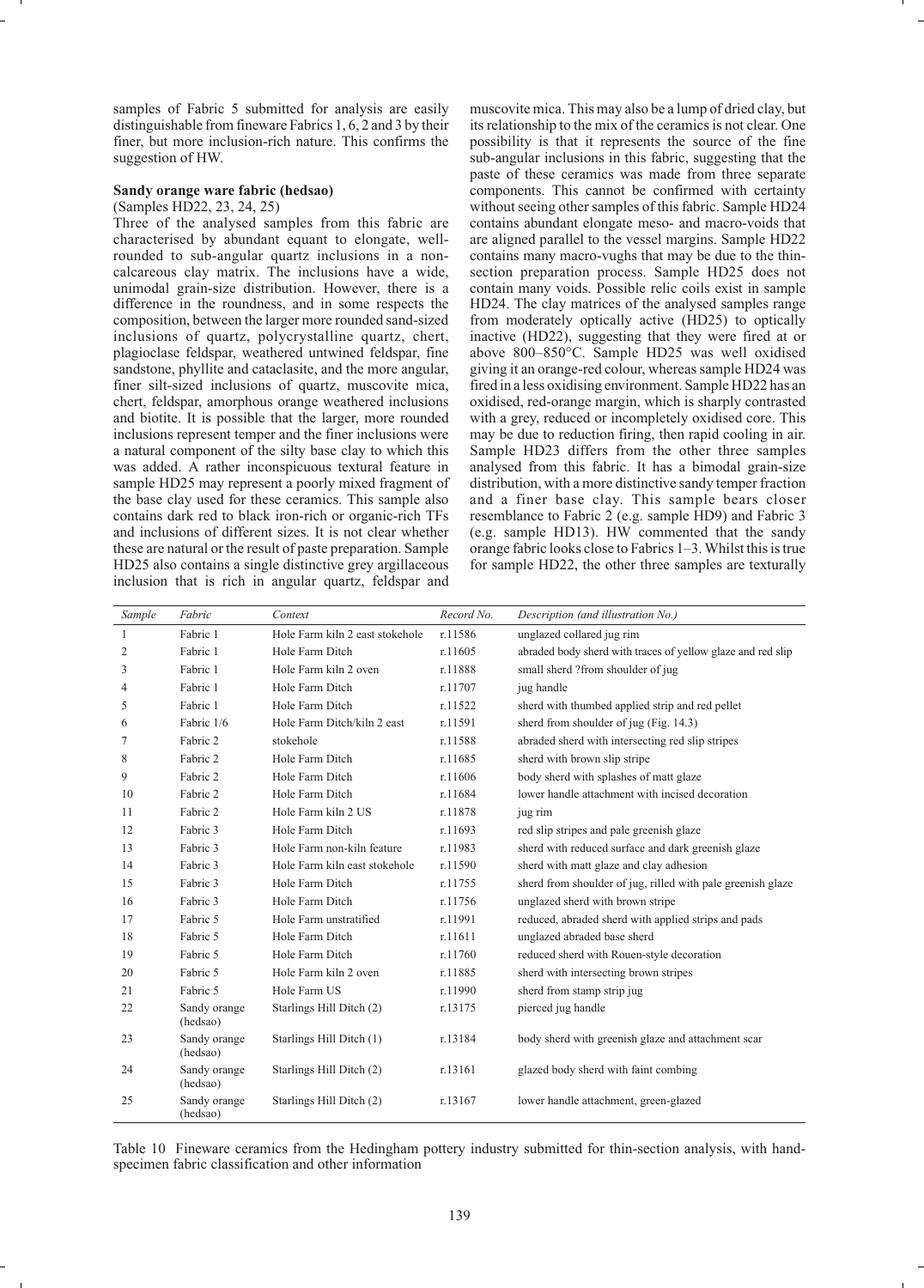samples of Fabric 5 submitted for analysis are easily distinguishable from fineware Fabrics 1, 6, 2 and 3 by their finer, but more inclusion-rich nature. This confirms the suggestion of HW.

**Sandy orange ware fabric (hedsao)**

(Samples HD22, 23, 24, 25)

Three of the analysed samples from this fabric are characterised by abundant equant to elongate, well-rounded to sub-angular quartz inclusions in a non-calcareous clay matrix. The inclusions have a wide, unimodal grain-size distribution. However, there is a difference in the roundness, and in some respects the composition, between the larger more rounded sand-sized inclusions of quartz, polycrystalline quartz, chert, plagioclase feldspar, weathered untwined feldspar, fine sandstone, phyllite and cataclasite, and the more angular, finer silt-sized inclusions of quartz, muscovite mica, chert, feldspar, amorphous orange weathered inclusions and biotite. It is possible that the larger, more rounded inclusions represent temper and the finer inclusions were a natural component of the silty base clay to which this was added. A rather inconspicuous textural feature in sample HD25 may represent a poorly mixed fragment of the base clay used for these ceramics. This sample also contains dark red to black iron-rich or organic-rich TFs and inclusions of different sizes. It is not clear whether these are natural or the result of paste preparation. Sample HD25 also contains a single distinctive grey argillaceous inclusion that is rich in angular quartz, feldspar and muscovite mica. This may also be a lump of dried clay, but its relationship to the mix of the ceramics is not clear. One possibility is that it represents the source of the fine sub-angular inclusions in this fabric, suggesting that the paste of these ceramics was made from three separate components. This cannot be confirmed with certainty without seeing other samples of this fabric. Sample HD24 contains abundant elongate meso- and macro-voids that are aligned parallel to the vessel margins. Sample HD22 contains many macro-vughs that may be due to the thin-section preparation process. Sample HD25 does not contain many voids. Possible relic coils exist in sample HD24. The clay matrices of the analysed samples range from moderately optically active (HD25) to optically inactive (HD22), suggesting that they were fired at or above 800–850°C. Sample HD25 was well oxidised giving it an orange-red colour, whereas sample HD24 was fired in a less oxidising environment. Sample HD22 has an oxidised, red-orange margin, which is sharply contrasted with a grey, reduced or incompletely oxidised core. This may be due to reduction firing, then rapid cooling in air. Sample HD23 differs from the other three samples analysed from this fabric. It has a bimodal grain-size distribution, with a more distinctive sandy temper fraction and a finer base clay. This sample bears closer resemblance to Fabric 2 (e.g. sample HD9) and Fabric 3 (e.g. sample HD13). HW commented that the sandy orange fabric looks close to Fabrics 1–3. Whilst this is true for sample HD22, the other three samples are texturally

| *Sample* | *Fabric* | *Context* | *Record No.* | *Description (and illustration No.)* |
|---|---|---|---|---|
| 1 | Fabric 1 | Hole Farm kiln 2 east stokehole | r.11586 | unglazed collared jug rim |
| 2 | Fabric 1 | Hole Farm Ditch | r.11605 | abraded body sherd with traces of yellow glaze and red slip |
| 3 | Fabric 1 | Hole Farm kiln 2 oven | r.11888 | small sherd ?from shoulder of jug |
| 4 | Fabric 1 | Hole Farm Ditch | r.11707 | jug handle |
| 5 | Fabric 1 | Hole Farm Ditch | r.11522 | sherd with thumbed applied strip and red pellet |
| 6 | Fabric 1/6 | Hole Farm Ditch/kiln 2 east | r.11591 | sherd from shoulder of jug (Fig. 14.3) |
| 7 | Fabric 2 | stokehole | r.11588 | abraded sherd with intersecting red slip stripes |
| 8 | Fabric 2 | Hole Farm Ditch | r.11685 | sherd with brown slip stripe |
| 9 | Fabric 2 | Hole Farm Ditch | r.11606 | body sherd with splashes of matt glaze |
| 10 | Fabric 2 | Hole Farm Ditch | r.11684 | lower handle attachment with incised decoration |
| 11 | Fabric 2 | Hole Farm kiln 2 US | r.11878 | jug rim |
| 12 | Fabric 3 | Hole Farm Ditch | r.11693 | red slip stripes and pale greenish glaze |
| 13 | Fabric 3 | Hole Farm non-kiln feature | r.11983 | sherd with reduced surface and dark greenish glaze |
| 14 | Fabric 3 | Hole Farm kiln east stokehole | r.11590 | sherd with matt glaze and clay adhesion |
| 15 | Fabric 3 | Hole Farm Ditch | r.11755 | sherd from shoulder of jug, rilled with pale greenish glaze |
| 16 | Fabric 3 | Hole Farm Ditch | r.11756 | unglazed sherd with brown stripe |
| 17 | Fabric 5 | Hole Farm unstratified | r.11991 | reduced, abraded sherd with applied strips and pads |
| 18 | Fabric 5 | Hole Farm Ditch | r.11611 | unglazed abraded base sherd |
| 19 | Fabric 5 | Hole Farm Ditch | r.11760 | reduced sherd with Rouen-style decoration |
| 20 | Fabric 5 | Hole Farm kiln 2 oven | r.11885 | sherd with intersecting brown stripes |
| 21 | Fabric 5 | Hole Farm US | r.11990 | sherd from stamp strip jug |
| 22 | Sandy orange (hedsao) | Starlings Hill Ditch (2) | r.13175 | pierced jug handle |
| 23 | Sandy orange (hedsao) | Starlings Hill Ditch (1) | r.13184 | body sherd with greenish glaze and attachment scar |
| 24 | Sandy orange (hedsao) | Starlings Hill Ditch (2) | r.13161 | glazed body sherd with faint combing |
| 25 | Sandy orange (hedsao) | Starlings Hill Ditch (2) | r.13167 | lower handle attachment, green-glazed |

Table 10 Fineware ceramics from the Hedingham pottery industry submitted for thin-section analysis, with hand-specimen fabric classification and other information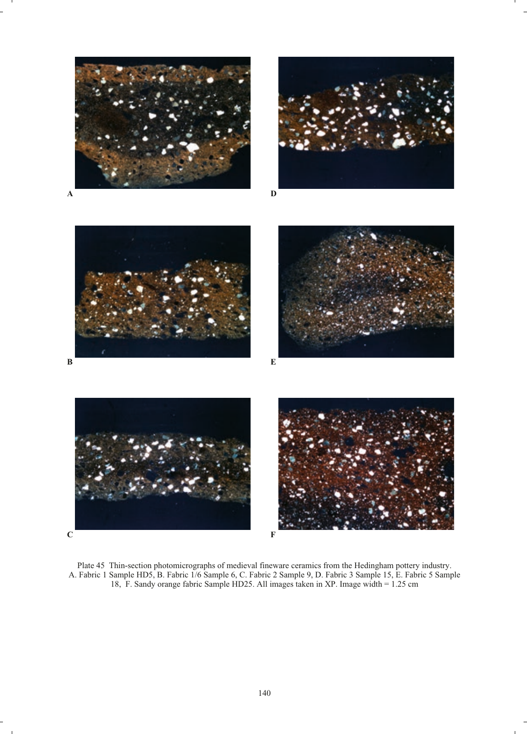A

D

B

E

C

F

Plate 45 Thin-section photomicrographs of medieval fineware ceramics from the Hedingham pottery industry. A. Fabric 1 Sample HD5, B. Fabric 1/6 Sample 6, C. Fabric 2 Sample 9, D. Fabric 3 Sample 15, E. Fabric 5 Sample 18, F. Sandy orange fabric Sample HD25. All images taken in XP. Image width = 1.25 cm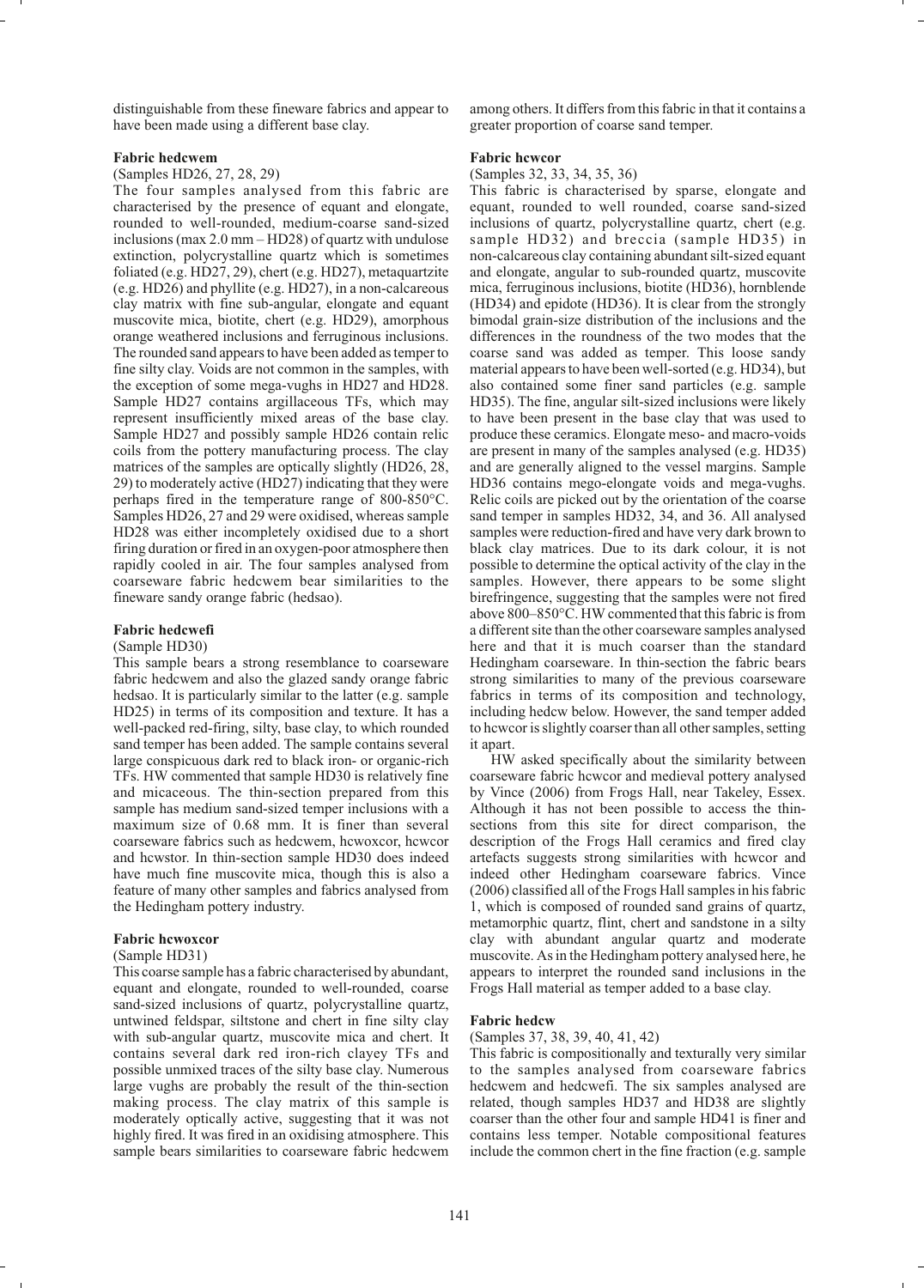distinguishable from these fineware fabrics and appear to have been made using a different base clay.

### Fabric hedcwem

(Samples HD26, 27, 28, 29)

The four samples analysed from this fabric are characterised by the presence of equant and elongate, rounded to well-rounded, medium-coarse sand-sized inclusions (max 2.0 mm – HD28) of quartz with undulose extinction, polycrystalline quartz which is sometimes foliated (e.g. HD27, 29), chert (e.g. HD27), metaquartzite (e.g. HD26) and phyllite (e.g. HD27), in a non-calcareous clay matrix with fine sub-angular, elongate and equant muscovite mica, biotite, chert (e.g. HD29), amorphous orange weathered inclusions and ferruginous inclusions. The rounded sand appears to have been added as temper to fine silty clay. Voids are not common in the samples, with the exception of some mega-vughs in HD27 and HD28. Sample HD27 contains argillaceous TFs, which may represent insufficiently mixed areas of the base clay. Sample HD27 and possibly sample HD26 contain relic coils from the pottery manufacturing process. The clay matrices of the samples are optically slightly (HD26, 28, 29) to moderately active (HD27) indicating that they were perhaps fired in the temperature range of 800-850°C. Samples HD26, 27 and 29 were oxidised, whereas sample HD28 was either incompletely oxidised due to a short firing duration or fired in an oxygen-poor atmosphere then rapidly cooled in air. The four samples analysed from coarseware fabric hedcwem bear similarities to the fineware sandy orange fabric (hedsao).

### Fabric hedcwefi

(Sample HD30)

This sample bears a strong resemblance to coarseware fabric hedcwem and also the glazed sandy orange fabric hedsao. It is particularly similar to the latter (e.g. sample HD25) in terms of its composition and texture. It has a well-packed red-firing, silty, base clay, to which rounded sand temper has been added. The sample contains several large conspicuous dark red to black iron- or organic-rich TFs. HW commented that sample HD30 is relatively fine and micaceous. The thin-section prepared from this sample has medium sand-sized temper inclusions with a maximum size of 0.68 mm. It is finer than several coarseware fabrics such as hedcwem, hcwoxcor, hcwcor and hcwstor. In thin-section sample HD30 does indeed have much fine muscovite mica, though this is also a feature of many other samples and fabrics analysed from the Hedingham pottery industry.

### Fabric hcwoxcor

(Sample HD31)

This coarse sample has a fabric characterised by abundant, equant and elongate, rounded to well-rounded, coarse sand-sized inclusions of quartz, polycrystalline quartz, untwined feldspar, siltstone and chert in fine silty clay with sub-angular quartz, muscovite mica and chert. It contains several dark red iron-rich clayey TFs and possible unmixed traces of the silty base clay. Numerous large vughs are probably the result of the thin-section making process. The clay matrix of this sample is moderately optically active, suggesting that it was not highly fired. It was fired in an oxidising atmosphere. This sample bears similarities to coarseware fabric hedcwem among others. It differs from this fabric in that it contains a greater proportion of coarse sand temper.

### Fabric hcwcor

(Samples 32, 33, 34, 35, 36)

This fabric is characterised by sparse, elongate and equant, rounded to well rounded, coarse sand-sized inclusions of quartz, polycrystalline quartz, chert (e.g. sample HD32) and breccia (sample HD35) in non-calcareous clay containing abundant silt-sized equant and elongate, angular to sub-rounded quartz, muscovite mica, ferruginous inclusions, biotite (HD36), hornblende (HD34) and epidote (HD36). It is clear from the strongly bimodal grain-size distribution of the inclusions and the differences in the roundness of the two modes that the coarse sand was added as temper. This loose sandy material appears to have been well-sorted (e.g. HD34), but also contained some finer sand particles (e.g. sample HD35). The fine, angular silt-sized inclusions were likely to have been present in the base clay that was used to produce these ceramics. Elongate meso- and macro-voids are present in many of the samples analysed (e.g. HD35) and are generally aligned to the vessel margins. Sample HD36 contains mego-elongate voids and mega-vughs. Relic coils are picked out by the orientation of the coarse sand temper in samples HD32, 34, and 36. All analysed samples were reduction-fired and have very dark brown to black clay matrices. Due to its dark colour, it is not possible to determine the optical activity of the clay in the samples. However, there appears to be some slight birefringence, suggesting that the samples were not fired above 800–850°C. HW commented that this fabric is from a different site than the other coarseware samples analysed here and that it is much coarser than the standard Hedingham coarseware. In thin-section the fabric bears strong similarities to many of the previous coarseware fabrics in terms of its composition and technology, including hedcw below. However, the sand temper added to hcwcor is slightly coarser than all other samples, setting it apart.

HW asked specifically about the similarity between coarseware fabric hcwcor and medieval pottery analysed by Vince (2006) from Frogs Hall, near Takeley, Essex. Although it has not been possible to access the thin-sections from this site for direct comparison, the description of the Frogs Hall ceramics and fired clay artefacts suggests strong similarities with hcwcor and indeed other Hedingham coarseware fabrics. Vince (2006) classified all of the Frogs Hall samples in his fabric 1, which is composed of rounded sand grains of quartz, metamorphic quartz, flint, chert and sandstone in a silty clay with abundant angular quartz and moderate muscovite. As in the Hedingham pottery analysed here, he appears to interpret the rounded sand inclusions in the Frogs Hall material as temper added to a base clay.

### Fabric hedcw

(Samples 37, 38, 39, 40, 41, 42)

This fabric is compositionally and texturally very similar to the samples analysed from coarseware fabrics hedcwem and hedcwefi. The six samples analysed are related, though samples HD37 and HD38 are slightly coarser than the other four and sample HD41 is finer and contains less temper. Notable compositional features include the common chert in the fine fraction (e.g. sample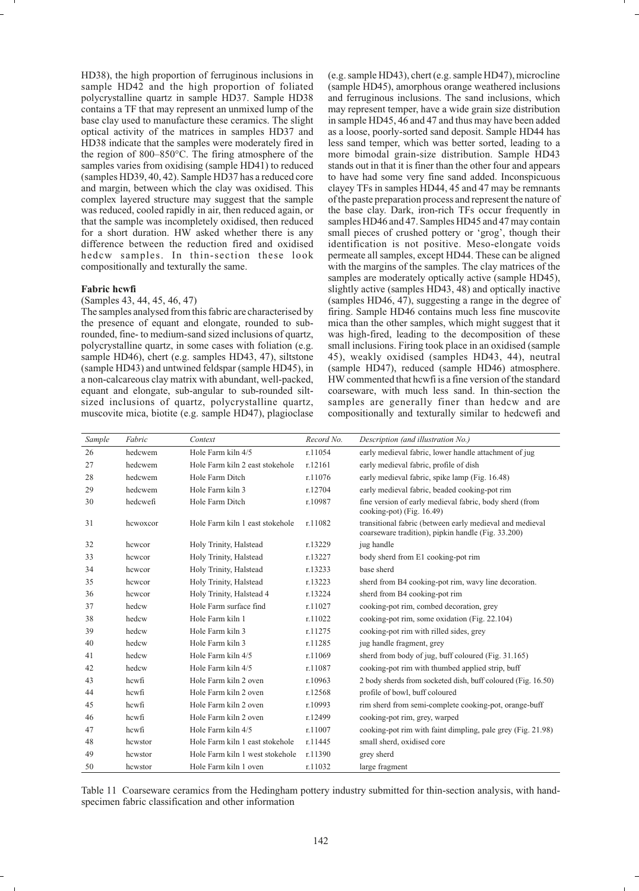HD38), the high proportion of ferruginous inclusions in sample HD42 and the high proportion of foliated polycrystalline quartz in sample HD37. Sample HD38 contains a TF that may represent an unmixed lump of the base clay used to manufacture these ceramics. The slight optical activity of the matrices in samples HD37 and HD38 indicate that the samples were moderately fired in the region of 800–850°C. The firing atmosphere of the samples varies from oxidising (sample HD41) to reduced (samples HD39, 40, 42). Sample HD37 has a reduced core and margin, between which the clay was oxidised. This complex layered structure may suggest that the sample was reduced, cooled rapidly in air, then reduced again, or that the sample was incompletely oxidised, then reduced for a short duration. HW asked whether there is any difference between the reduction fired and oxidised hedcw samples. In thin-section these look compositionally and texturally the same.

### Fabric hcwfi

(Samples 43, 44, 45, 46, 47)

The samples analysed from this fabric are characterised by the presence of equant and elongate, rounded to sub-rounded, fine- to medium-sand sized inclusions of quartz, polycrystalline quartz, in some cases with foliation (e.g. sample HD46), chert (e.g. samples HD43, 47), siltstone (sample HD43) and untwined feldspar (sample HD45), in a non-calcareous clay matrix with abundant, well-packed, equant and elongate, sub-angular to sub-rounded silt-sized inclusions of quartz, polycrystalline quartz, muscovite mica, biotite (e.g. sample HD47), plagioclase (e.g. sample HD43), chert (e.g. sample HD47), microcline (sample HD45), amorphous orange weathered inclusions and ferruginous inclusions. The sand inclusions, which may represent temper, have a wide grain size distribution in sample HD45, 46 and 47 and thus may have been added as a loose, poorly-sorted sand deposit. Sample HD44 has less sand temper, which was better sorted, leading to a more bimodal grain-size distribution. Sample HD43 stands out in that it is finer than the other four and appears to have had some very fine sand added. Inconspicuous clayey TFs in samples HD44, 45 and 47 may be remnants of the paste preparation process and represent the nature of the base clay. Dark, iron-rich TFs occur frequently in samples HD46 and 47. Samples HD45 and 47 may contain small pieces of crushed pottery or 'grog', though their identification is not positive. Meso-elongate voids permeate all samples, except HD44. These can be aligned with the margins of the samples. The clay matrices of the samples are moderately optically active (sample HD45), slightly active (samples HD43, 48) and optically inactive (samples HD46, 47), suggesting a range in the degree of firing. Sample HD46 contains much less fine muscovite mica than the other samples, which might suggest that it was high-fired, leading to the decomposition of these small inclusions. Firing took place in an oxidised (sample 45), weakly oxidised (samples HD43, 44), neutral (sample HD47), reduced (sample HD46) atmosphere. HW commented that hcwfi is a fine version of the standard coarseware, with much less sand. In thin-section the samples are generally finer than hedcw and are compositionally and texturally similar to hedcwefi and

| *Sample* | *Fabric* | *Context* | *Record No.* | *Description (and illustration No.)* |
|---|---|---|---|---|
| 26 | hedcwem | Hole Farm kiln 4/5 | r.11054 | early medieval fabric, lower handle attachment of jug |
| 27 | hedcwem | Hole Farm kiln 2 east stokehole | r.12161 | early medieval fabric, profile of dish |
| 28 | hedcwem | Hole Farm Ditch | r.11076 | early medieval fabric, spike lamp (Fig. 16.48) |
| 29 | hedcwem | Hole Farm kiln 3 | r.12704 | early medieval fabric, beaded cooking-pot rim |
| 30 | hedcwefi | Hole Farm Ditch | r.10987 | fine version of early medieval fabric, body sherd (from cooking-pot) (Fig. 16.49) |
| 31 | hcwoxcor | Hole Farm kiln 1 east stokehole | r.11082 | transitional fabric (between early medieval and medieval coarseware tradition), pipkin handle (Fig. 33.200) |
| 32 | hcwcor | Holy Trinity, Halstead | r.13229 | jug handle |
| 33 | hcwcor | Holy Trinity, Halstead | r.13227 | body sherd from E1 cooking-pot rim |
| 34 | hcwcor | Holy Trinity, Halstead | r.13233 | base sherd |
| 35 | hcwcor | Holy Trinity, Halstead | r.13223 | sherd from B4 cooking-pot rim, wavy line decoration. |
| 36 | hcwcor | Holy Trinity, Halstead 4 | r.13224 | sherd from B4 cooking-pot rim |
| 37 | hedcw | Hole Farm surface find | r.11027 | cooking-pot rim, combed decoration, grey |
| 38 | hedcw | Hole Farm kiln 1 | r.11022 | cooking-pot rim, some oxidation (Fig. 22.104) |
| 39 | hedcw | Hole Farm kiln 3 | r.11275 | cooking-pot rim with rilled sides, grey |
| 40 | hedcw | Hole Farm kiln 3 | r.11285 | jug handle fragment, grey |
| 41 | hedcw | Hole Farm kiln 4/5 | r.11069 | sherd from body of jug, buff coloured (Fig. 31.165) |
| 42 | hedcw | Hole Farm kiln 4/5 | r.11087 | cooking-pot rim with thumbed applied strip, buff |
| 43 | hcwfi | Hole Farm kiln 2 oven | r.10963 | 2 body sherds from socketed dish, buff coloured (Fig. 16.50) |
| 44 | hcwfi | Hole Farm kiln 2 oven | r.12568 | profile of bowl, buff coloured |
| 45 | hcwfi | Hole Farm kiln 2 oven | r.10993 | rim sherd from semi-complete cooking-pot, orange-buff |
| 46 | hcwfi | Hole Farm kiln 2 oven | r.12499 | cooking-pot rim, grey, warped |
| 47 | hcwfi | Hole Farm kiln 4/5 | r.11007 | cooking-pot rim with faint dimpling, pale grey (Fig. 21.98) |
| 48 | hcwstor | Hole Farm kiln 1 east stokehole | r.11445 | small sherd, oxidised core |
| 49 | hcwstor | Hole Farm kiln 1 west stokehole | r.11390 | grey sherd |
| 50 | hcwstor | Hole Farm kiln 1 oven | r.11032 | large fragment |

Table 11 Coarseware ceramics from the Hedingham pottery industry submitted for thin-section analysis, with hand-specimen fabric classification and other information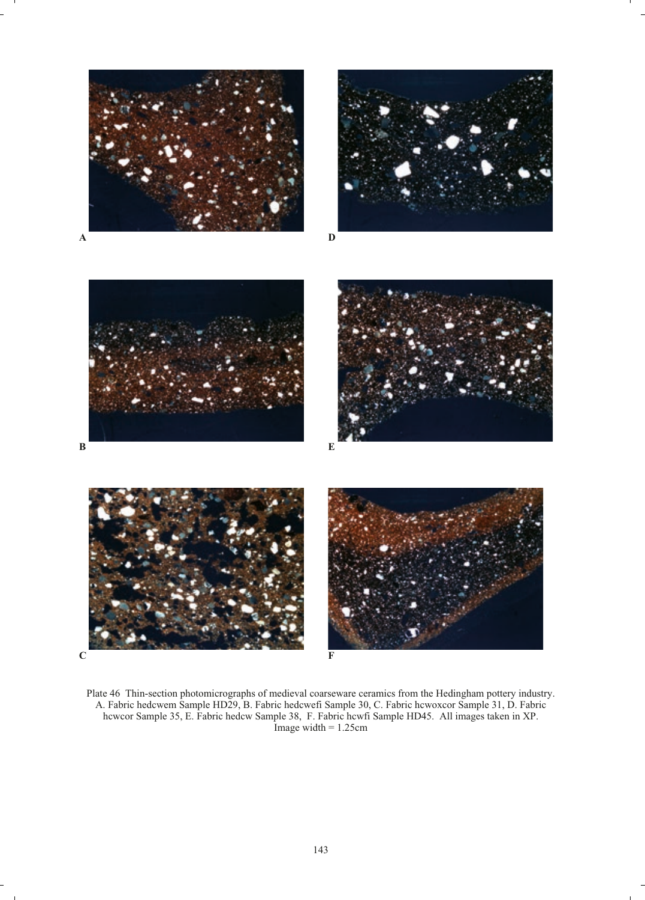A

D

B

E

C

F

Plate 46 Thin-section photomicrographs of medieval coarseware ceramics from the Hedingham pottery industry. A. Fabric hedcwem Sample HD29, B. Fabric hedcwefi Sample 30, C. Fabric hcwoxcor Sample 31, D. Fabric hcwcor Sample 35, E. Fabric hedcw Sample 38, F. Fabric hcwfi Sample HD45. All images taken in XP. Image width = 1.25cm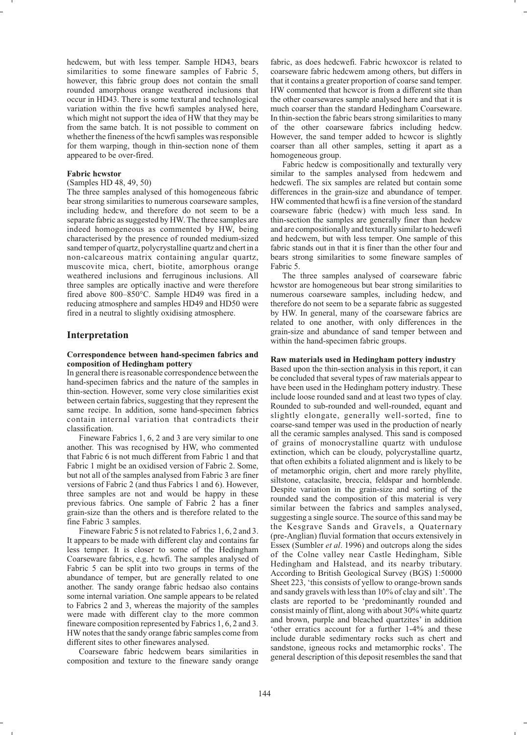hedcwem, but with less temper. Sample HD43, bears similarities to some fineware samples of Fabric 5, however, this fabric group does not contain the small rounded amorphous orange weathered inclusions that occur in HD43. There is some textural and technological variation within the five hcwfi samples analysed here, which might not support the idea of HW that they may be from the same batch. It is not possible to comment on whether the fineness of the hcwfi samples was responsible for them warping, though in thin-section none of them appeared to be over-fired.

#### Fabric hcwstor

(Samples HD 48, 49, 50)

The three samples analysed of this homogeneous fabric bear strong similarities to numerous coarseware samples, including hedcw, and therefore do not seem to be a separate fabric as suggested by HW. The three samples are indeed homogeneous as commented by HW, being characterised by the presence of rounded medium-sized sand temper of quartz, polycrystalline quartz and chert in a non-calcareous matrix containing angular quartz, muscovite mica, chert, biotite, amorphous orange weathered inclusions and ferruginous inclusions. All three samples are optically inactive and were therefore fired above 800–850°C. Sample HD49 was fired in a reducing atmosphere and samples HD49 and HD50 were fired in a neutral to slightly oxidising atmosphere.

## Interpretation

#### Correspondence between hand-specimen fabrics and composition of Hedingham pottery

In general there is reasonable correspondence between the hand-specimen fabrics and the nature of the samples in thin-section. However, some very close similarities exist between certain fabrics, suggesting that they represent the same recipe. In addition, some hand-specimen fabrics contain internal variation that contradicts their classification.

Fineware Fabrics 1, 6, 2 and 3 are very similar to one another. This was recognised by HW, who commented that Fabric 6 is not much different from Fabric 1 and that Fabric 1 might be an oxidised version of Fabric 2. Some, but not all of the samples analysed from Fabric 3 are finer versions of Fabric 2 (and thus Fabrics 1 and 6). However, three samples are not and would be happy in these previous fabrics. One sample of Fabric 2 has a finer grain-size than the others and is therefore related to the fine Fabric 3 samples.

Fineware Fabric 5 is not related to Fabrics 1, 6, 2 and 3. It appears to be made with different clay and contains far less temper. It is closer to some of the Hedingham Coarseware fabrics, e.g. hcwfi. The samples analysed of Fabric 5 can be split into two groups in terms of the abundance of temper, but are generally related to one another. The sandy orange fabric hedsao also contains some internal variation. One sample appears to be related to Fabrics 2 and 3, whereas the majority of the samples were made with different clay to the more common fineware composition represented by Fabrics 1, 6, 2 and 3. HW notes that the sandy orange fabric samples come from different sites to other finewares analysed.

Coarseware fabric hedcwem bears similarities in composition and texture to the fineware sandy orange fabric, as does hedcwefi. Fabric hcwoxcor is related to coarseware fabric hedcwem among others, but differs in that it contains a greater proportion of coarse sand temper. HW commented that hcwcor is from a different site than the other coarsewares sample analysed here and that it is much coarser than the standard Hedingham Coarseware. In thin-section the fabric bears strong similarities to many of the other coarseware fabrics including hedcw. However, the sand temper added to hcwcor is slightly coarser than all other samples, setting it apart as a homogeneous group.

Fabric hedcw is compositionally and texturally very similar to the samples analysed from hedcwem and hedcwefi. The six samples are related but contain some differences in the grain-size and abundance of temper. HW commented that hcwfi is a fine version of the standard coarseware fabric (hedcw) with much less sand. In thin-section the samples are generally finer than hedcw and are compositionally and texturally similar to hedcwefi and hedcwem, but with less temper. One sample of this fabric stands out in that it is finer than the other four and bears strong similarities to some fineware samples of Fabric 5.

The three samples analysed of coarseware fabric hcwstor are homogeneous but bear strong similarities to numerous coarseware samples, including hedcw, and therefore do not seem to be a separate fabric as suggested by HW. In general, many of the coarseware fabrics are related to one another, with only differences in the grain-size and abundance of sand temper between and within the hand-specimen fabric groups.

#### Raw materials used in Hedingham pottery industry

Based upon the thin-section analysis in this report, it can be concluded that several types of raw materials appear to have been used in the Hedingham pottery industry. These include loose rounded sand and at least two types of clay. Rounded to sub-rounded and well-rounded, equant and slightly elongate, generally well-sorted, fine to coarse-sand temper was used in the production of nearly all the ceramic samples analysed. This sand is composed of grains of monocrystalline quartz with undulose extinction, which can be cloudy, polycrystalline quartz, that often exhibits a foliated alignment and is likely to be of metamorphic origin, chert and more rarely phyllite, siltstone, cataclasite, breccia, feldspar and hornblende. Despite variation in the grain-size and sorting of the rounded sand the composition of this material is very similar between the fabrics and samples analysed, suggesting a single source. The source of this sand may be the Kesgrave Sands and Gravels, a Quaternary (pre-Anglian) fluvial formation that occurs extensively in Essex (Sumbler *et al*. 1996) and outcrops along the sides of the Colne valley near Castle Hedingham, Sible Hedingham and Halstead, and its nearby tributary. According to British Geological Survey (BGS) 1:50000 Sheet 223, 'this consists of yellow to orange-brown sands and sandy gravels with less than 10% of clay and silt'. The clasts are reported to be 'predominantly rounded and consist mainly of flint, along with about 30% white quartz and brown, purple and bleached quartzites' in addition 'other erratics account for a further 1-4% and these include durable sedimentary rocks such as chert and sandstone, igneous rocks and metamorphic rocks'. The general description of this deposit resembles the sand that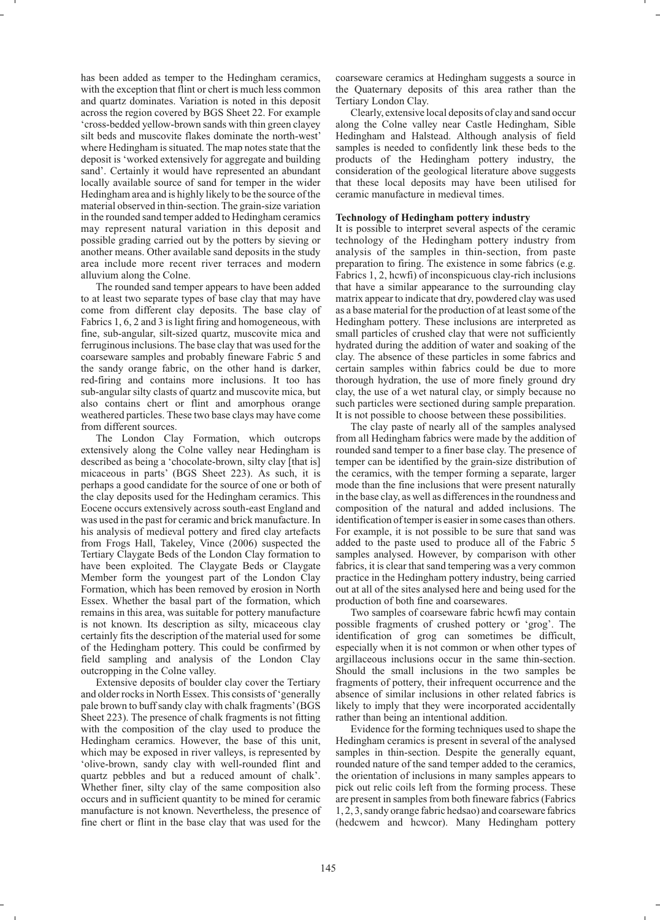has been added as temper to the Hedingham ceramics, with the exception that flint or chert is much less common and quartz dominates. Variation is noted in this deposit across the region covered by BGS Sheet 22. For example 'cross-bedded yellow-brown sands with thin green clayey silt beds and muscovite flakes dominate the north-west' where Hedingham is situated. The map notes state that the deposit is 'worked extensively for aggregate and building sand'. Certainly it would have represented an abundant locally available source of sand for temper in the wider Hedingham area and is highly likely to be the source of the material observed in thin-section. The grain-size variation in the rounded sand temper added to Hedingham ceramics may represent natural variation in this deposit and possible grading carried out by the potters by sieving or another means. Other available sand deposits in the study area include more recent river terraces and modern alluvium along the Colne.

The rounded sand temper appears to have been added to at least two separate types of base clay that may have come from different clay deposits. The base clay of Fabrics 1, 6, 2 and 3 is light firing and homogeneous, with fine, sub-angular, silt-sized quartz, muscovite mica and ferruginous inclusions. The base clay that was used for the coarseware samples and probably fineware Fabric 5 and the sandy orange fabric, on the other hand is darker, red-firing and contains more inclusions. It too has sub-angular silty clasts of quartz and muscovite mica, but also contains chert or flint and amorphous orange weathered particles. These two base clays may have come from different sources.

The London Clay Formation, which outcrops extensively along the Colne valley near Hedingham is described as being a 'chocolate-brown, silty clay [that is] micaceous in parts' (BGS Sheet 223). As such, it is perhaps a good candidate for the source of one or both of the clay deposits used for the Hedingham ceramics. This Eocene occurs extensively across south-east England and was used in the past for ceramic and brick manufacture. In his analysis of medieval pottery and fired clay artefacts from Frogs Hall, Takeley, Vince (2006) suspected the Tertiary Claygate Beds of the London Clay formation to have been exploited. The Claygate Beds or Claygate Member form the youngest part of the London Clay Formation, which has been removed by erosion in North Essex. Whether the basal part of the formation, which remains in this area, was suitable for pottery manufacture is not known. Its description as silty, micaceous clay certainly fits the description of the material used for some of the Hedingham pottery. This could be confirmed by field sampling and analysis of the London Clay outcropping in the Colne valley.

Extensive deposits of boulder clay cover the Tertiary and older rocks in North Essex. This consists of 'generally pale brown to buff sandy clay with chalk fragments' (BGS Sheet 223). The presence of chalk fragments is not fitting with the composition of the clay used to produce the Hedingham ceramics. However, the base of this unit, which may be exposed in river valleys, is represented by 'olive-brown, sandy clay with well-rounded flint and quartz pebbles and but a reduced amount of chalk'. Whether finer, silty clay of the same composition also occurs and in sufficient quantity to be mined for ceramic manufacture is not known. Nevertheless, the presence of fine chert or flint in the base clay that was used for the coarseware ceramics at Hedingham suggests a source in the Quaternary deposits of this area rather than the Tertiary London Clay.

Clearly, extensive local deposits of clay and sand occur along the Colne valley near Castle Hedingham, Sible Hedingham and Halstead. Although analysis of field samples is needed to confidently link these beds to the products of the Hedingham pottery industry, the consideration of the geological literature above suggests that these local deposits may have been utilised for ceramic manufacture in medieval times.

**Technology of Hedingham pottery industry**

It is possible to interpret several aspects of the ceramic technology of the Hedingham pottery industry from analysis of the samples in thin-section, from paste preparation to firing. The existence in some fabrics (e.g. Fabrics 1, 2, hcwfi) of inconspicuous clay-rich inclusions that have a similar appearance to the surrounding clay matrix appear to indicate that dry, powdered clay was used as a base material for the production of at least some of the Hedingham pottery. These inclusions are interpreted as small particles of crushed clay that were not sufficiently hydrated during the addition of water and soaking of the clay. The absence of these particles in some fabrics and certain samples within fabrics could be due to more thorough hydration, the use of more finely ground dry clay, the use of a wet natural clay, or simply because no such particles were sectioned during sample preparation. It is not possible to choose between these possibilities.

The clay paste of nearly all of the samples analysed from all Hedingham fabrics were made by the addition of rounded sand temper to a finer base clay. The presence of temper can be identified by the grain-size distribution of the ceramics, with the temper forming a separate, larger mode than the fine inclusions that were present naturally in the base clay, as well as differences in the roundness and composition of the natural and added inclusions. The identification of temper is easier in some cases than others. For example, it is not possible to be sure that sand was added to the paste used to produce all of the Fabric 5 samples analysed. However, by comparison with other fabrics, it is clear that sand tempering was a very common practice in the Hedingham pottery industry, being carried out at all of the sites analysed here and being used for the production of both fine and coarsewares.

Two samples of coarseware fabric hcwfi may contain possible fragments of crushed pottery or 'grog'. The identification of grog can sometimes be difficult, especially when it is not common or when other types of argillaceous inclusions occur in the same thin-section. Should the small inclusions in the two samples be fragments of pottery, their infrequent occurrence and the absence of similar inclusions in other related fabrics is likely to imply that they were incorporated accidentally rather than being an intentional addition.

Evidence for the forming techniques used to shape the Hedingham ceramics is present in several of the analysed samples in thin-section. Despite the generally equant, rounded nature of the sand temper added to the ceramics, the orientation of inclusions in many samples appears to pick out relic coils left from the forming process. These are present in samples from both fineware fabrics (Fabrics 1, 2, 3, sandy orange fabric hedsao) and coarseware fabrics (hedcwem and hcwcor). Many Hedingham pottery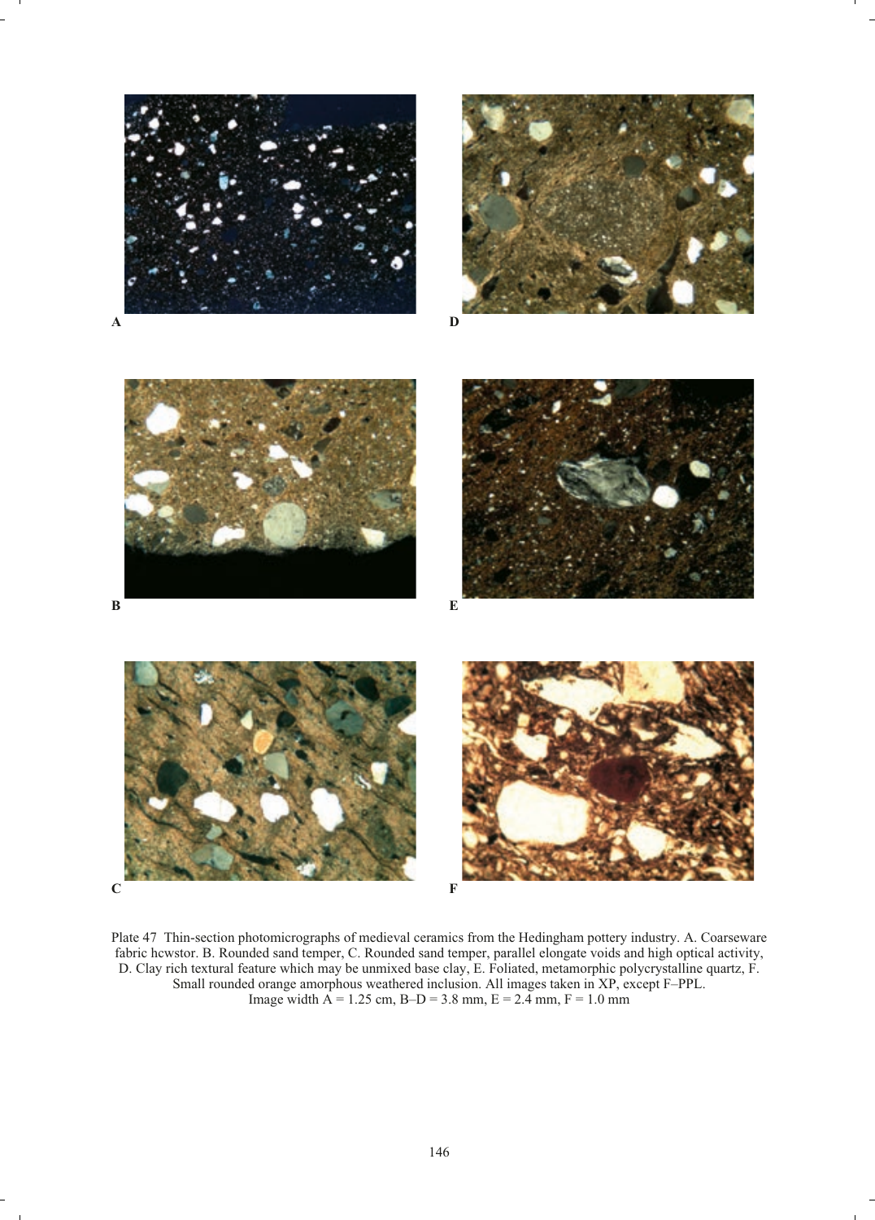A

D

B

E

C

F

Plate 47 Thin-section photomicrographs of medieval ceramics from the Hedingham pottery industry. A. Coarseware fabric hcwstor. B. Rounded sand temper, C. Rounded sand temper, parallel elongate voids and high optical activity, D. Clay rich textural feature which may be unmixed base clay, E. Foliated, metamorphic polycrystalline quartz, F. Small rounded orange amorphous weathered inclusion. All images taken in XP, except F–PPL. Image width A = 1.25 cm, B–D = 3.8 mm, E = 2.4 mm, F = 1.0 mm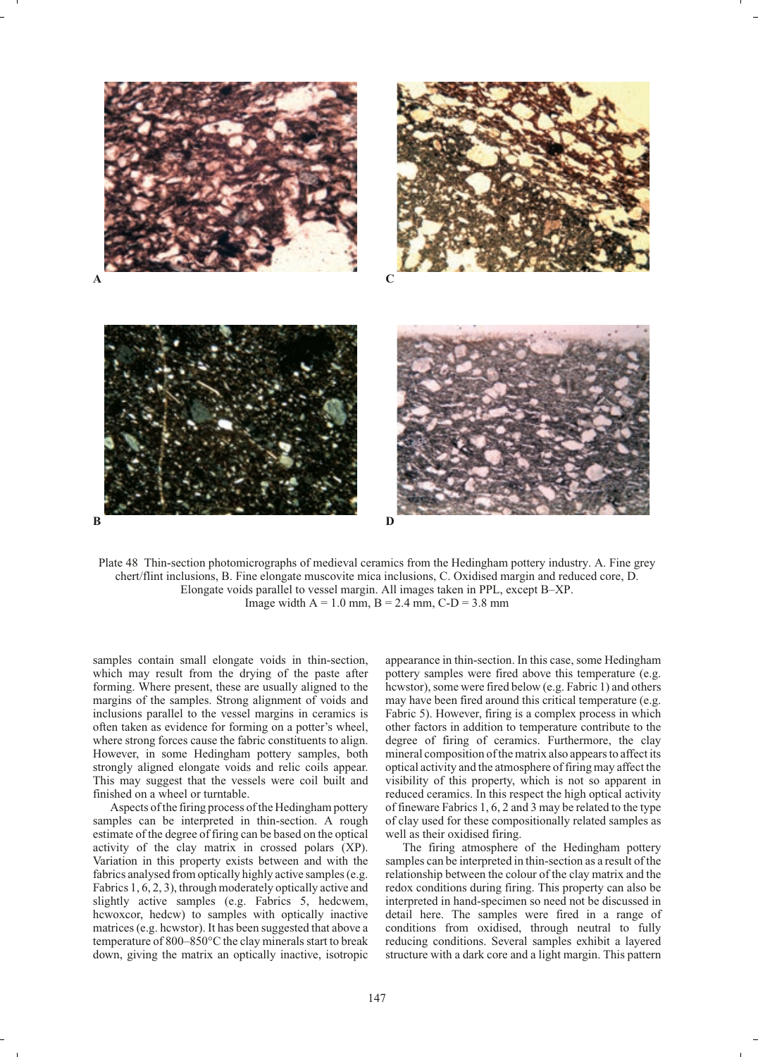Plate 48 Thin-section photomicrographs of medieval ceramics from the Hedingham pottery industry. A. Fine grey chert/flint inclusions, B. Fine elongate muscovite mica inclusions, C. Oxidised margin and reduced core, D. Elongate voids parallel to vessel margin. All images taken in PPL, except B–XP. Image width A = 1.0 mm, B = 2.4 mm, C-D = 3.8 mm

samples contain small elongate voids in thin-section, which may result from the drying of the paste after forming. Where present, these are usually aligned to the margins of the samples. Strong alignment of voids and inclusions parallel to the vessel margins in ceramics is often taken as evidence for forming on a potter's wheel, where strong forces cause the fabric constituents to align. However, in some Hedingham pottery samples, both strongly aligned elongate voids and relic coils appear. This may suggest that the vessels were coil built and finished on a wheel or turntable.

Aspects of the firing process of the Hedingham pottery samples can be interpreted in thin-section. A rough estimate of the degree of firing can be based on the optical activity of the clay matrix in crossed polars (XP). Variation in this property exists between and with the fabrics analysed from optically highly active samples (e.g. Fabrics 1, 6, 2, 3), through moderately optically active and slightly active samples (e.g. Fabrics 5, hedcwem, hcwoxcor, hedcw) to samples with optically inactive matrices (e.g. hcwstor). It has been suggested that above a temperature of 800–850°C the clay minerals start to break down, giving the matrix an optically inactive, isotropic appearance in thin-section. In this case, some Hedingham pottery samples were fired above this temperature (e.g. hcwstor), some were fired below (e.g. Fabric 1) and others may have been fired around this critical temperature (e.g. Fabric 5). However, firing is a complex process in which other factors in addition to temperature contribute to the degree of firing of ceramics. Furthermore, the clay mineral composition of the matrix also appears to affect its optical activity and the atmosphere of firing may affect the visibility of this property, which is not so apparent in reduced ceramics. In this respect the high optical activity of fineware Fabrics 1, 6, 2 and 3 may be related to the type of clay used for these compositionally related samples as well as their oxidised firing.

The firing atmosphere of the Hedingham pottery samples can be interpreted in thin-section as a result of the relationship between the colour of the clay matrix and the redox conditions during firing. This property can also be interpreted in hand-specimen so need not be discussed in detail here. The samples were fired in a range of conditions from oxidised, through neutral to fully reducing conditions. Several samples exhibit a layered structure with a dark core and a light margin. This pattern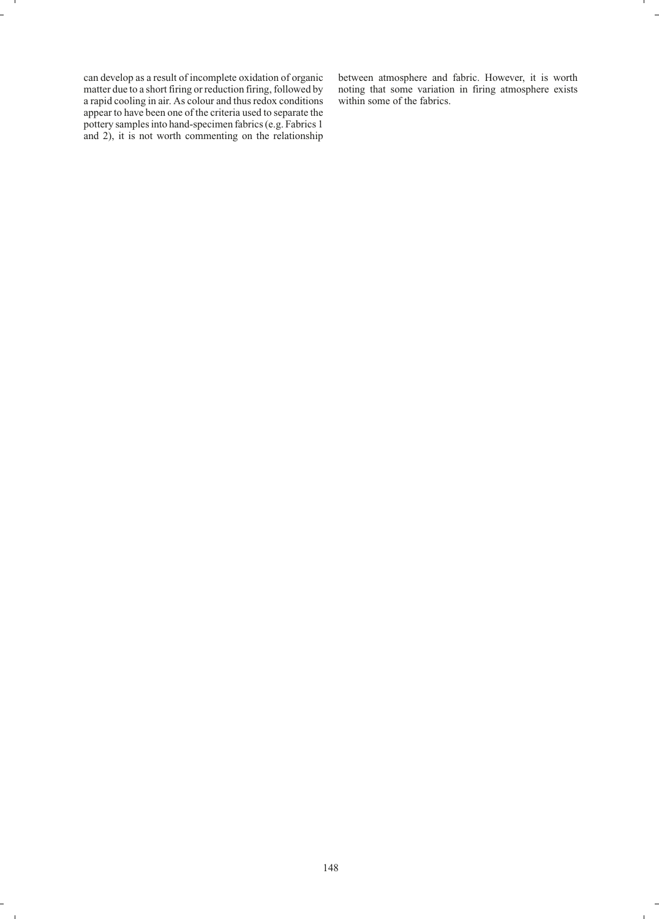can develop as a result of incomplete oxidation of organic matter due to a short firing or reduction firing, followed by a rapid cooling in air. As colour and thus redox conditions appear to have been one of the criteria used to separate the pottery samples into hand-specimen fabrics (e.g. Fabrics 1 and 2), it is not worth commenting on the relationship between atmosphere and fabric. However, it is worth noting that some variation in firing atmosphere exists within some of the fabrics.